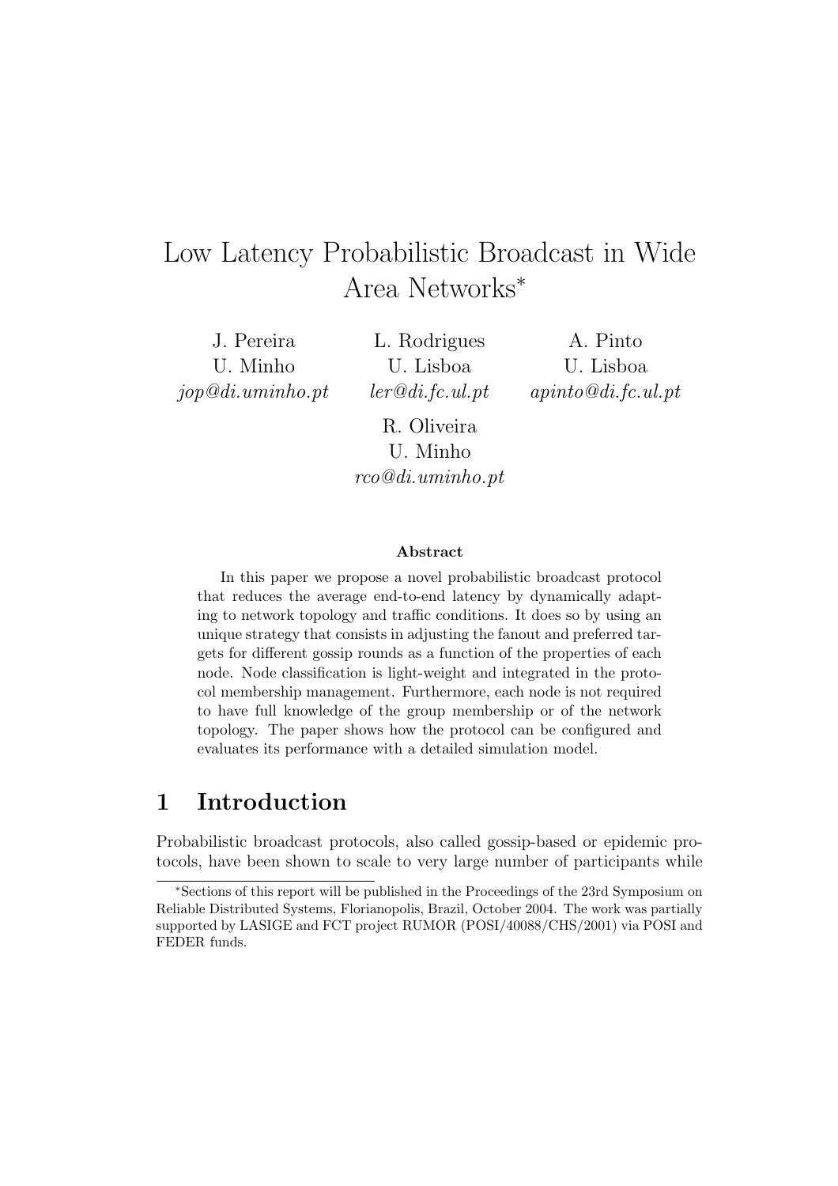# Low Latency Probabilistic Broadcast in Wide Area Networks*

J. Pereira
U. Minho
*jop@di.uminho.pt*

L. Rodrigues
U. Lisboa
*ler@di.fc.ul.pt*

A. Pinto
U. Lisboa
*apinto@di.fc.ul.pt*

R. Oliveira
U. Minho
*rco@di.uminho.pt*

**Abstract**

In this paper we propose a novel probabilistic broadcast protocol that reduces the average end-to-end latency by dynamically adapting to network topology and traffic conditions. It does so by using an unique strategy that consists in adjusting the fanout and preferred targets for different gossip rounds as a function of the properties of each node. Node classification is light-weight and integrated in the protocol membership management. Furthermore, each node is not required to have full knowledge of the group membership or of the network topology. The paper shows how the protocol can be configured and evaluates its performance with a detailed simulation model.

## 1 Introduction

Probabilistic broadcast protocols, also called gossip-based or epidemic protocols, have been shown to scale to very large number of participants while

*Sections of this report will be published in the Proceedings of the 23rd Symposium on Reliable Distributed Systems, Florianopolis, Brazil, October 2004. The work was partially supported by LASIGE and FCT project RUMOR (POSI/40088/CHS/2001) via POSI and FEDER funds.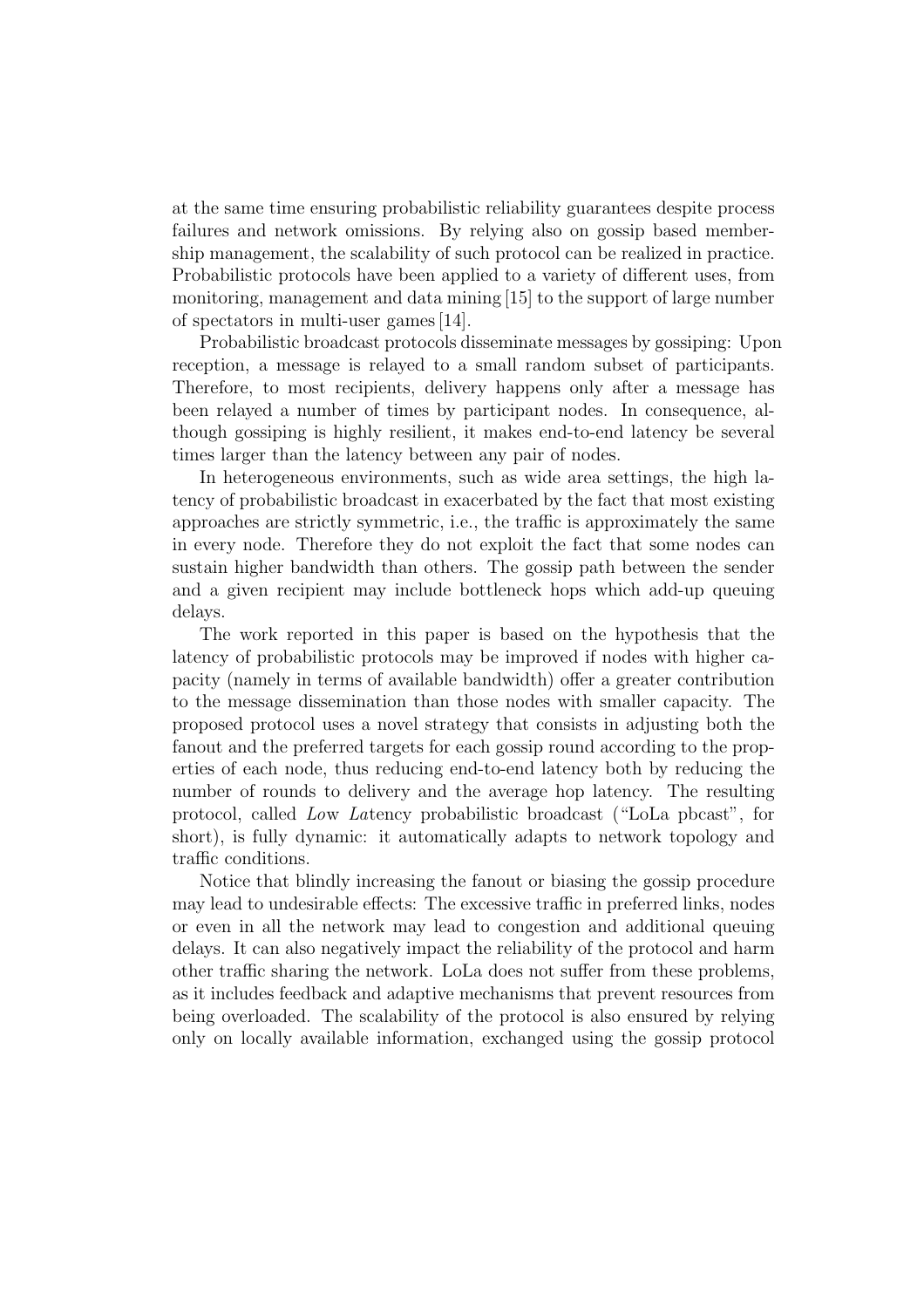at the same time ensuring probabilistic reliability guarantees despite process failures and network omissions. By relying also on gossip based membership management, the scalability of such protocol can be realized in practice. Probabilistic protocols have been applied to a variety of different uses, from monitoring, management and data mining [15] to the support of large number of spectators in multi-user games [14].

Probabilistic broadcast protocols disseminate messages by gossiping: Upon reception, a message is relayed to a small random subset of participants. Therefore, to most recipients, delivery happens only after a message has been relayed a number of times by participant nodes. In consequence, although gossiping is highly resilient, it makes end-to-end latency be several times larger than the latency between any pair of nodes.

In heterogeneous environments, such as wide area settings, the high latency of probabilistic broadcast in exacerbated by the fact that most existing approaches are strictly symmetric, i.e., the traffic is approximately the same in every node. Therefore they do not exploit the fact that some nodes can sustain higher bandwidth than others. The gossip path between the sender and a given recipient may include bottleneck hops which add-up queuing delays.

The work reported in this paper is based on the hypothesis that the latency of probabilistic protocols may be improved if nodes with higher capacity (namely in terms of available bandwidth) offer a greater contribution to the message dissemination than those nodes with smaller capacity. The proposed protocol uses a novel strategy that consists in adjusting both the fanout and the preferred targets for each gossip round according to the properties of each node, thus reducing end-to-end latency both by reducing the number of rounds to delivery and the average hop latency. The resulting protocol, called *Lo*w *La*tency probabilistic broadcast ("LoLa pbcast", for short), is fully dynamic: it automatically adapts to network topology and traffic conditions.

Notice that blindly increasing the fanout or biasing the gossip procedure may lead to undesirable effects: The excessive traffic in preferred links, nodes or even in all the network may lead to congestion and additional queuing delays. It can also negatively impact the reliability of the protocol and harm other traffic sharing the network. LoLa does not suffer from these problems, as it includes feedback and adaptive mechanisms that prevent resources from being overloaded. The scalability of the protocol is also ensured by relying only on locally available information, exchanged using the gossip protocol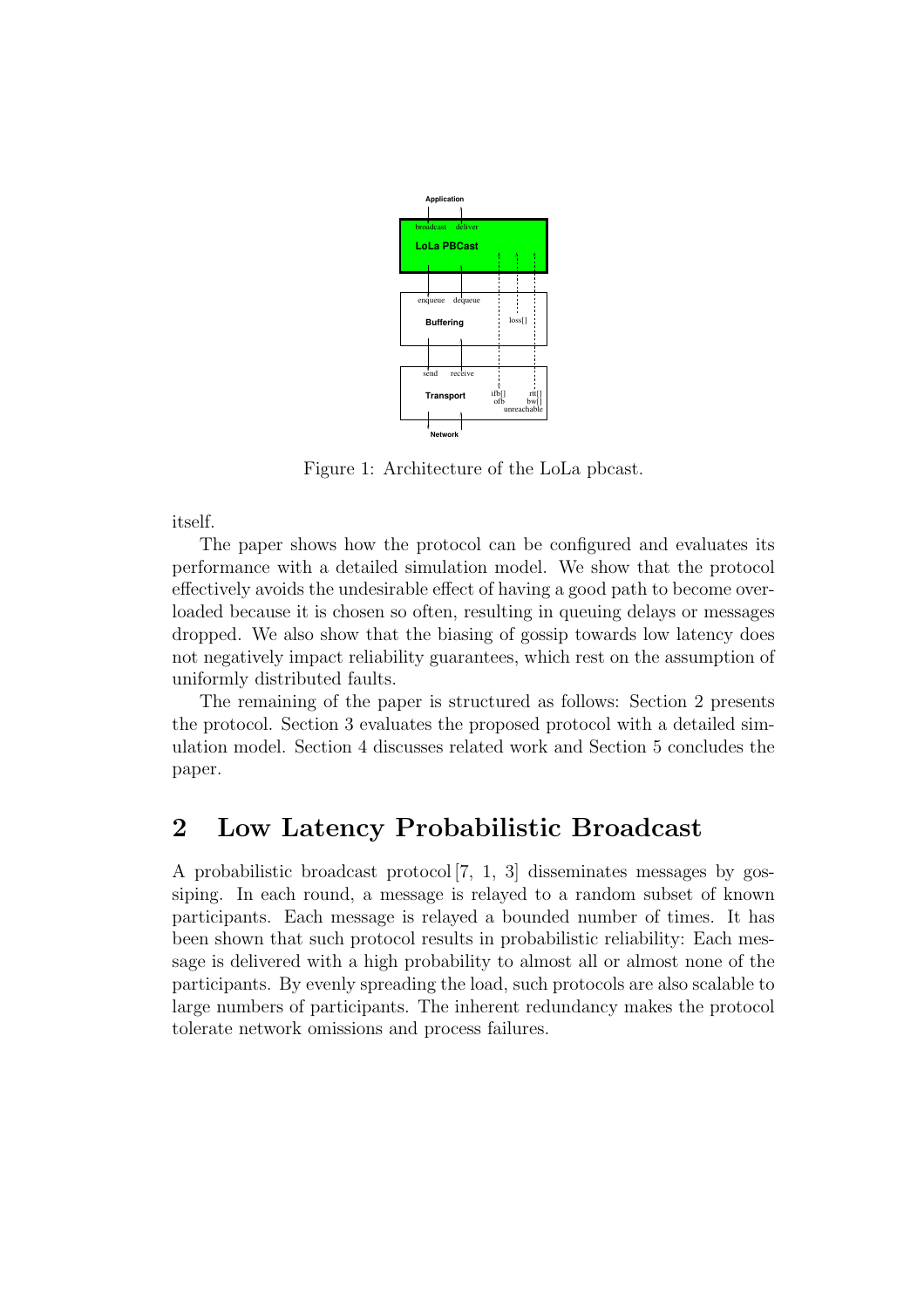Figure 1: Architecture of the LoLa pbcast.

itself.

The paper shows how the protocol can be configured and evaluates its performance with a detailed simulation model. We show that the protocol effectively avoids the undesirable effect of having a good path to become overloaded because it is chosen so often, resulting in queuing delays or messages dropped. We also show that the biasing of gossip towards low latency does not negatively impact reliability guarantees, which rest on the assumption of uniformly distributed faults.

The remaining of the paper is structured as follows: Section 2 presents the protocol. Section 3 evaluates the proposed protocol with a detailed simulation model. Section 4 discusses related work and Section 5 concludes the paper.

## 2 Low Latency Probabilistic Broadcast

A probabilistic broadcast protocol [7, 1, 3] disseminates messages by gossiping. In each round, a message is relayed to a random subset of known participants. Each message is relayed a bounded number of times. It has been shown that such protocol results in probabilistic reliability: Each message is delivered with a high probability to almost all or almost none of the participants. By evenly spreading the load, such protocols are also scalable to large numbers of participants. The inherent redundancy makes the protocol tolerate network omissions and process failures.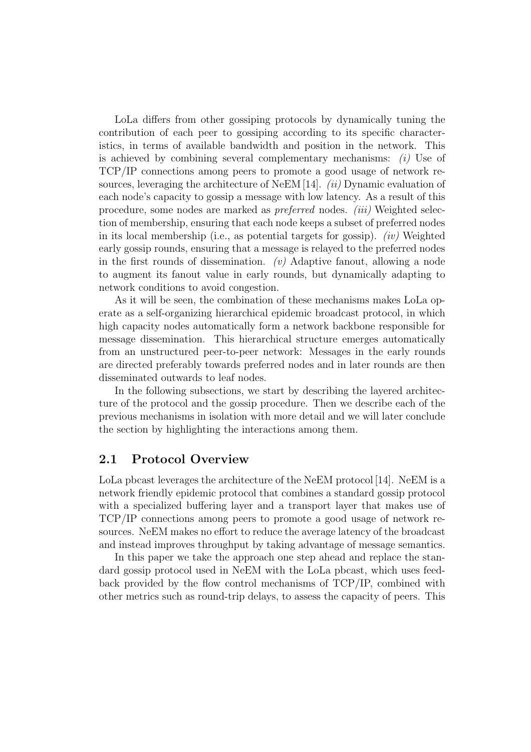LoLa differs from other gossiping protocols by dynamically tuning the contribution of each peer to gossiping according to its specific characteristics, in terms of available bandwidth and position in the network. This is achieved by combining several complementary mechanisms: *(i)* Use of TCP/IP connections among peers to promote a good usage of network resources, leveraging the architecture of NeEM [14]. *(ii)* Dynamic evaluation of each node's capacity to gossip a message with low latency. As a result of this procedure, some nodes are marked as *preferred* nodes. *(iii)* Weighted selection of membership, ensuring that each node keeps a subset of preferred nodes in its local membership (i.e., as potential targets for gossip). *(iv)* Weighted early gossip rounds, ensuring that a message is relayed to the preferred nodes in the first rounds of dissemination. *(v)* Adaptive fanout, allowing a node to augment its fanout value in early rounds, but dynamically adapting to network conditions to avoid congestion.

As it will be seen, the combination of these mechanisms makes LoLa operate as a self-organizing hierarchical epidemic broadcast protocol, in which high capacity nodes automatically form a network backbone responsible for message dissemination. This hierarchical structure emerges automatically from an unstructured peer-to-peer network: Messages in the early rounds are directed preferably towards preferred nodes and in later rounds are then disseminated outwards to leaf nodes.

In the following subsections, we start by describing the layered architecture of the protocol and the gossip procedure. Then we describe each of the previous mechanisms in isolation with more detail and we will later conclude the section by highlighting the interactions among them.

## 2.1 Protocol Overview

LoLa pbcast leverages the architecture of the NeEM protocol [14]. NeEM is a network friendly epidemic protocol that combines a standard gossip protocol with a specialized buffering layer and a transport layer that makes use of TCP/IP connections among peers to promote a good usage of network resources. NeEM makes no effort to reduce the average latency of the broadcast and instead improves throughput by taking advantage of message semantics.

In this paper we take the approach one step ahead and replace the standard gossip protocol used in NeEM with the LoLa pbcast, which uses feedback provided by the flow control mechanisms of TCP/IP, combined with other metrics such as round-trip delays, to assess the capacity of peers. This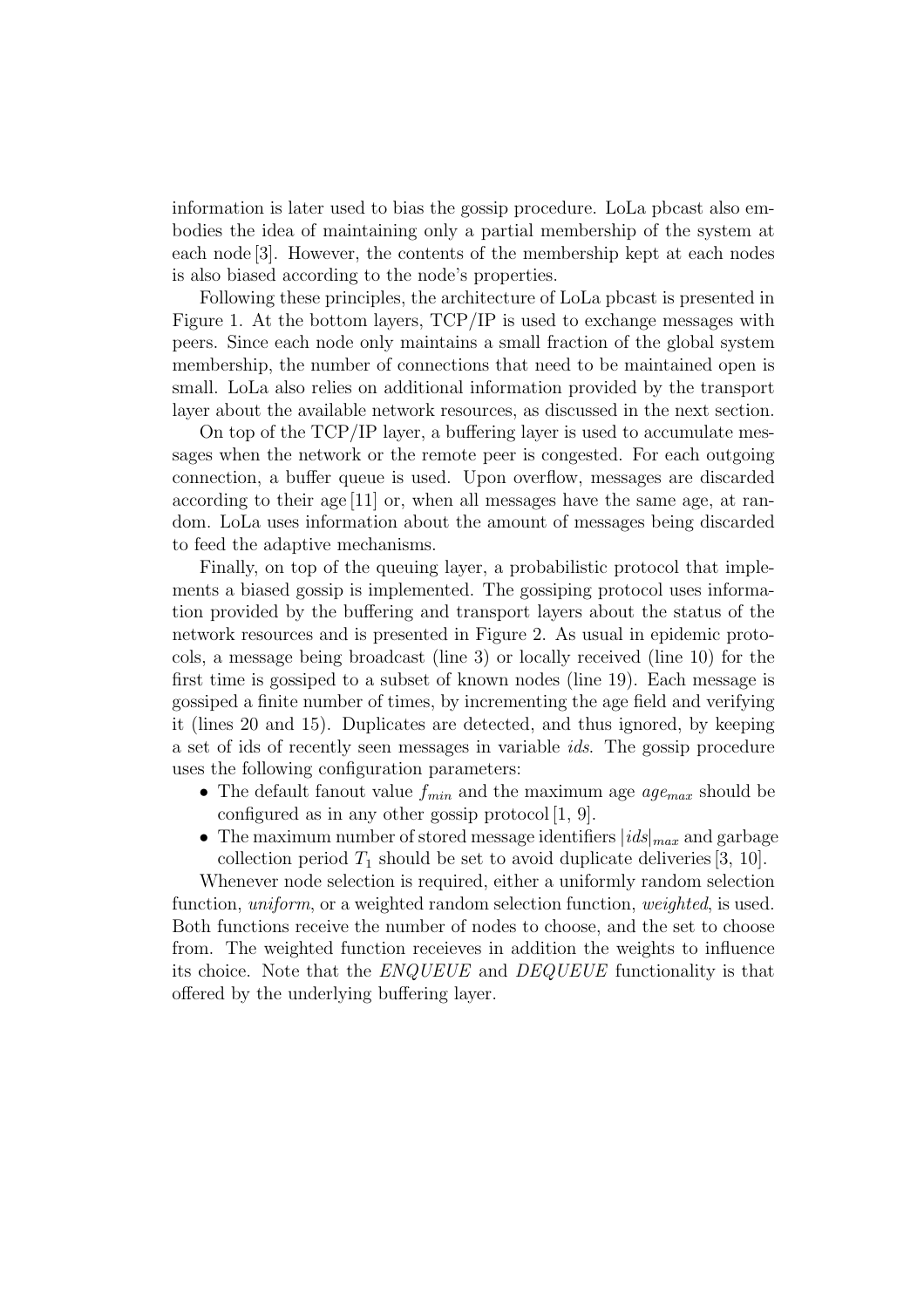information is later used to bias the gossip procedure. LoLa pbcast also embodies the idea of maintaining only a partial membership of the system at each node [3]. However, the contents of the membership kept at each nodes is also biased according to the node's properties.

Following these principles, the architecture of LoLa pbcast is presented in Figure 1. At the bottom layers, TCP/IP is used to exchange messages with peers. Since each node only maintains a small fraction of the global system membership, the number of connections that need to be maintained open is small. LoLa also relies on additional information provided by the transport layer about the available network resources, as discussed in the next section.

On top of the TCP/IP layer, a buffering layer is used to accumulate messages when the network or the remote peer is congested. For each outgoing connection, a buffer queue is used. Upon overflow, messages are discarded according to their age [11] or, when all messages have the same age, at random. LoLa uses information about the amount of messages being discarded to feed the adaptive mechanisms.

Finally, on top of the queuing layer, a probabilistic protocol that implements a biased gossip is implemented. The gossiping protocol uses information provided by the buffering and transport layers about the status of the network resources and is presented in Figure 2. As usual in epidemic protocols, a message being broadcast (line 3) or locally received (line 10) for the first time is gossiped to a subset of known nodes (line 19). Each message is gossiped a finite number of times, by incrementing the age field and verifying it (lines 20 and 15). Duplicates are detected, and thus ignored, by keeping a set of ids of recently seen messages in variable *ids*. The gossip procedure uses the following configuration parameters:

- The default fanout value $f_{min}$ and the maximum age $age_{max}$ should be configured as in any other gossip protocol [1, 9].
- The maximum number of stored message identifiers $|ids|_{max}$ and garbage collection period $T_1$ should be set to avoid duplicate deliveries [3, 10].

Whenever node selection is required, either a uniformly random selection function, *uniform*, or a weighted random selection function, *weighted*, is used. Both functions receive the number of nodes to choose, and the set to choose from. The weighted function receieves in addition the weights to influence its choice. Note that the *ENQUEUE* and *DEQUEUE* functionality is that offered by the underlying buffering layer.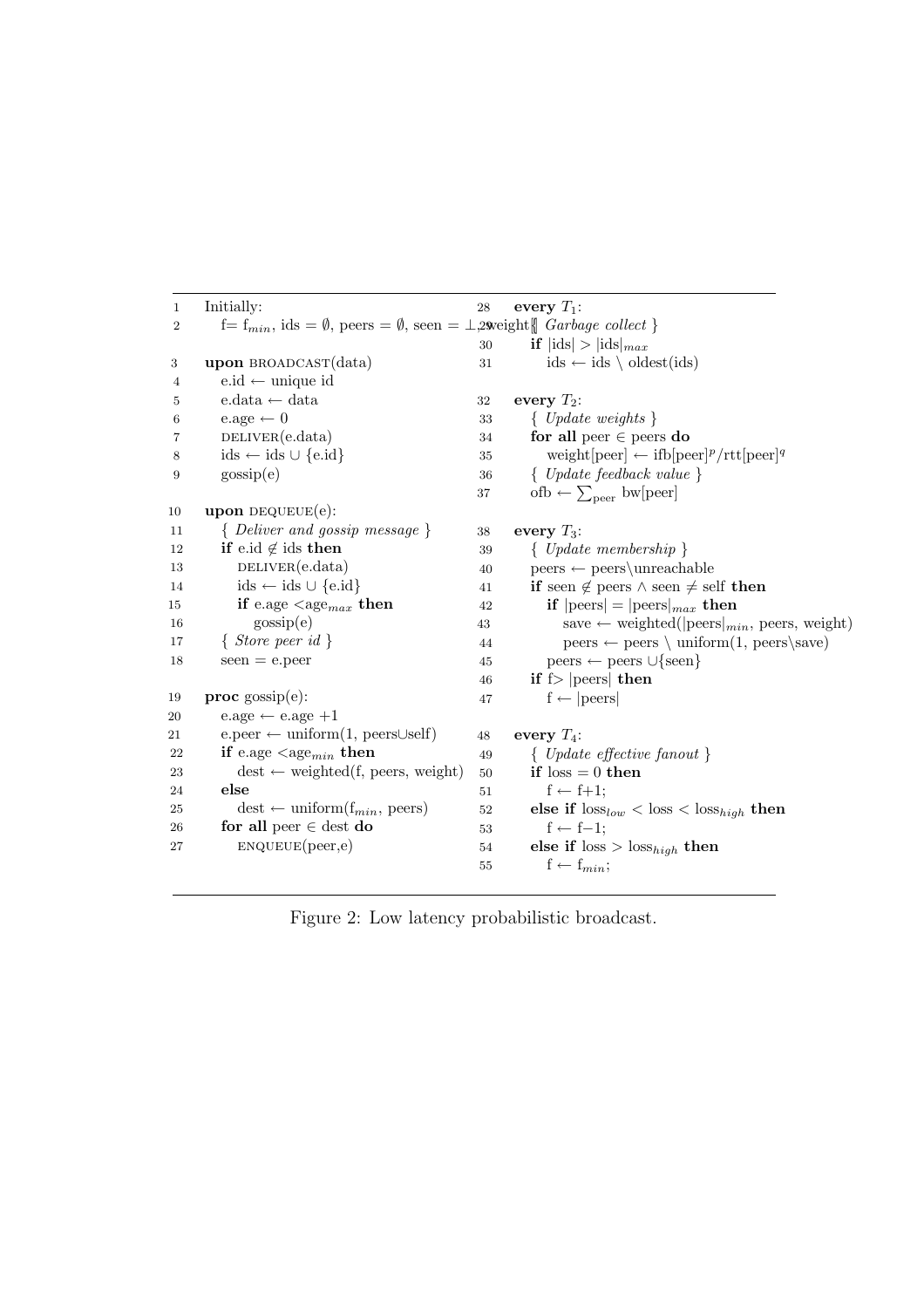```
1   Initially:
2      f= f_min, ids = ∅, peers = ∅, seen = ⊥, weight[]

3   upon BROADCAST(data)
4      e.id ← unique id
5      e.data ← data
6      e.age ← 0
7      DELIVER(e.data)
8      ids ← ids ∪ {e.id}
9      gossip(e)

10  upon DEQUEUE(e):
11     { Deliver and gossip message }
12     if e.id ∉ ids then
13        DELIVER(e.data)
14        ids ← ids ∪ {e.id}
15        if e.age <age_max then
16           gossip(e)
17     { Store peer id }
18     seen = e.peer

19  proc gossip(e):
20     e.age ← e.age +1
21     e.peer ← uniform(1, peers∪self)
22     if e.age <age_min then
23        dest ← weighted(f, peers, weight)
24     else
25        dest ← uniform(f_min, peers)
26     for all peer ∈ dest do
27        ENQUEUE(peer,e)

28  every T_1:
29     { Garbage collect }
30     if |ids| > |ids|_max
31        ids ← ids \ oldest(ids)

32  every T_2:
33     { Update weights }
34     for all peer ∈ peers do
35        weight[peer] ← ifb[peer]^p/rtt[peer]^q
36     { Update feedback value }
37     ofb ← Σ_peer bw[peer]

38  every T_3:
39     { Update membership }
40     peers ← peers\unreachable
41     if seen ∉ peers ∧ seen ≠ self then
42        if |peers| = |peers|_max then
43           save ← weighted(|peers|_min, peers, weight)
44           peers ← peers \ uniform(1, peers\save)
45        peers ← peers ∪{seen}
46     if f> |peers| then
47        f ← |peers|

48  every T_4:
49     { Update effective fanout }
50     if loss = 0 then
51        f ← f+1;
52     else if loss_low < loss < loss_high then
53        f ← f−1;
54     else if loss > loss_high then
55        f ← f_min;
```

Figure 2: Low latency probabilistic broadcast.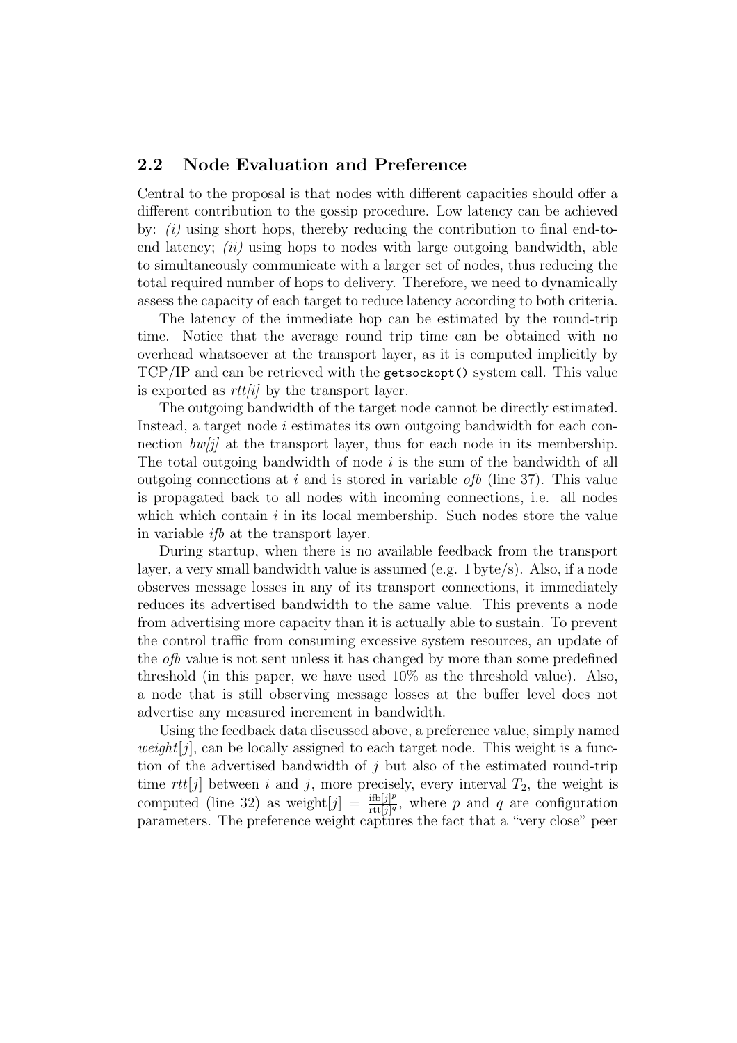### 2.2 Node Evaluation and Preference

Central to the proposal is that nodes with different capacities should offer a different contribution to the gossip procedure. Low latency can be achieved by: *(i)* using short hops, thereby reducing the contribution to final end-to-end latency; *(ii)* using hops to nodes with large outgoing bandwidth, able to simultaneously communicate with a larger set of nodes, thus reducing the total required number of hops to delivery. Therefore, we need to dynamically assess the capacity of each target to reduce latency according to both criteria.

The latency of the immediate hop can be estimated by the round-trip time. Notice that the average round trip time can be obtained with no overhead whatsoever at the transport layer, as it is computed implicitly by TCP/IP and can be retrieved with the `getsockopt()` system call. This value is exported as *rtt[i]* by the transport layer.

The outgoing bandwidth of the target node cannot be directly estimated. Instead, a target node $i$ estimates its own outgoing bandwidth for each connection *bw[j]* at the transport layer, thus for each node in its membership. The total outgoing bandwidth of node $i$ is the sum of the bandwidth of all outgoing connections at $i$ and is stored in variable *ofb* (line 37). This value is propagated back to all nodes with incoming connections, i.e. all nodes which which contain $i$ in its local membership. Such nodes store the value in variable *ifb* at the transport layer.

During startup, when there is no available feedback from the transport layer, a very small bandwidth value is assumed (e.g. 1 byte/s). Also, if a node observes message losses in any of its transport connections, it immediately reduces its advertised bandwidth to the same value. This prevents a node from advertising more capacity than it is actually able to sustain. To prevent the control traffic from consuming excessive system resources, an update of the *ofb* value is not sent unless it has changed by more than some predefined threshold (in this paper, we have used 10% as the threshold value). Also, a node that is still observing message losses at the buffer level does not advertise any measured increment in bandwidth.

Using the feedback data discussed above, a preference value, simply named *weight*[$j$], can be locally assigned to each target node. This weight is a function of the advertised bandwidth of $j$ but also of the estimated round-trip time *rtt*[$j$] between $i$ and $j$, more precisely, every interval $T_2$, the weight is computed (line 32) as $\text{weight}[j] = \frac{\text{ifb}[j]^p}{\text{rtt}[j]^q}$, where $p$ and $q$ are configuration parameters. The preference weight captures the fact that a "very close" peer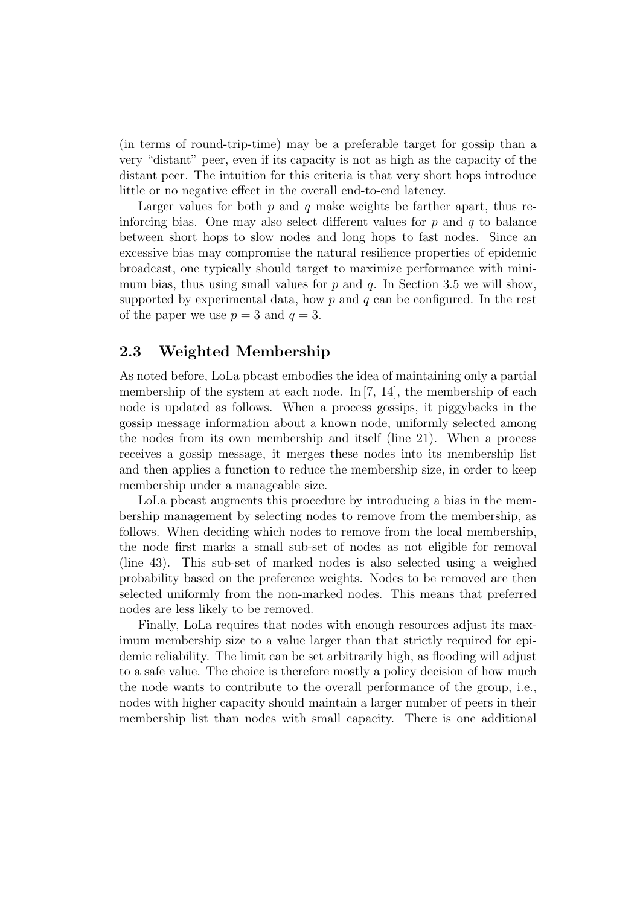(in terms of round-trip-time) may be a preferable target for gossip than a very "distant" peer, even if its capacity is not as high as the capacity of the distant peer. The intuition for this criteria is that very short hops introduce little or no negative effect in the overall end-to-end latency.

Larger values for both $p$ and $q$ make weights be farther apart, thus reinforcing bias. One may also select different values for $p$ and $q$ to balance between short hops to slow nodes and long hops to fast nodes. Since an excessive bias may compromise the natural resilience properties of epidemic broadcast, one typically should target to maximize performance with minimum bias, thus using small values for $p$ and $q$. In Section 3.5 we will show, supported by experimental data, how $p$ and $q$ can be configured. In the rest of the paper we use $p = 3$ and $q = 3$.

## 2.3 Weighted Membership

As noted before, LoLa pbcast embodies the idea of maintaining only a partial membership of the system at each node. In [7, 14], the membership of each node is updated as follows. When a process gossips, it piggybacks in the gossip message information about a known node, uniformly selected among the nodes from its own membership and itself (line 21). When a process receives a gossip message, it merges these nodes into its membership list and then applies a function to reduce the membership size, in order to keep membership under a manageable size.

LoLa pbcast augments this procedure by introducing a bias in the membership management by selecting nodes to remove from the membership, as follows. When deciding which nodes to remove from the local membership, the node first marks a small sub-set of nodes as not eligible for removal (line 43). This sub-set of marked nodes is also selected using a weighed probability based on the preference weights. Nodes to be removed are then selected uniformly from the non-marked nodes. This means that preferred nodes are less likely to be removed.

Finally, LoLa requires that nodes with enough resources adjust its maximum membership size to a value larger than that strictly required for epidemic reliability. The limit can be set arbitrarily high, as flooding will adjust to a safe value. The choice is therefore mostly a policy decision of how much the node wants to contribute to the overall performance of the group, i.e., nodes with higher capacity should maintain a larger number of peers in their membership list than nodes with small capacity. There is one additional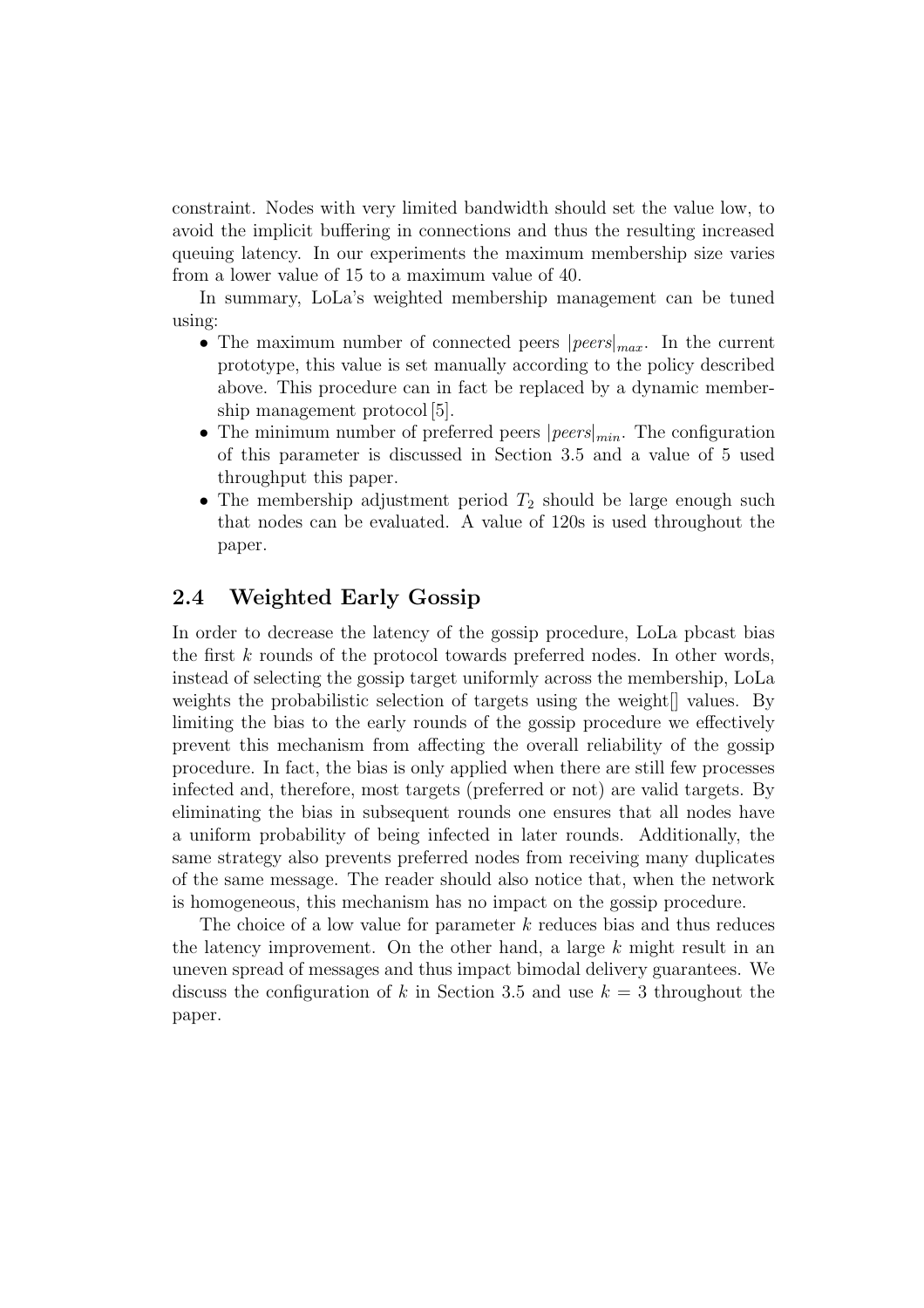constraint. Nodes with very limited bandwidth should set the value low, to avoid the implicit buffering in connections and thus the resulting increased queuing latency. In our experiments the maximum membership size varies from a lower value of 15 to a maximum value of 40.

In summary, LoLa's weighted membership management can be tuned using:

- The maximum number of connected peers $|peers|_{max}$. In the current prototype, this value is set manually according to the policy described above. This procedure can in fact be replaced by a dynamic membership management protocol [5].
- The minimum number of preferred peers $|peers|_{min}$. The configuration of this parameter is discussed in Section 3.5 and a value of 5 used throughput this paper.
- The membership adjustment period $T_2$ should be large enough such that nodes can be evaluated. A value of 120s is used throughout the paper.

## 2.4 Weighted Early Gossip

In order to decrease the latency of the gossip procedure, LoLa pbcast bias the first $k$ rounds of the protocol towards preferred nodes. In other words, instead of selecting the gossip target uniformly across the membership, LoLa weights the probabilistic selection of targets using the weight[] values. By limiting the bias to the early rounds of the gossip procedure we effectively prevent this mechanism from affecting the overall reliability of the gossip procedure. In fact, the bias is only applied when there are still few processes infected and, therefore, most targets (preferred or not) are valid targets. By eliminating the bias in subsequent rounds one ensures that all nodes have a uniform probability of being infected in later rounds. Additionally, the same strategy also prevents preferred nodes from receiving many duplicates of the same message. The reader should also notice that, when the network is homogeneous, this mechanism has no impact on the gossip procedure.

The choice of a low value for parameter $k$ reduces bias and thus reduces the latency improvement. On the other hand, a large $k$ might result in an uneven spread of messages and thus impact bimodal delivery guarantees. We discuss the configuration of $k$ in Section 3.5 and use $k = 3$ throughout the paper.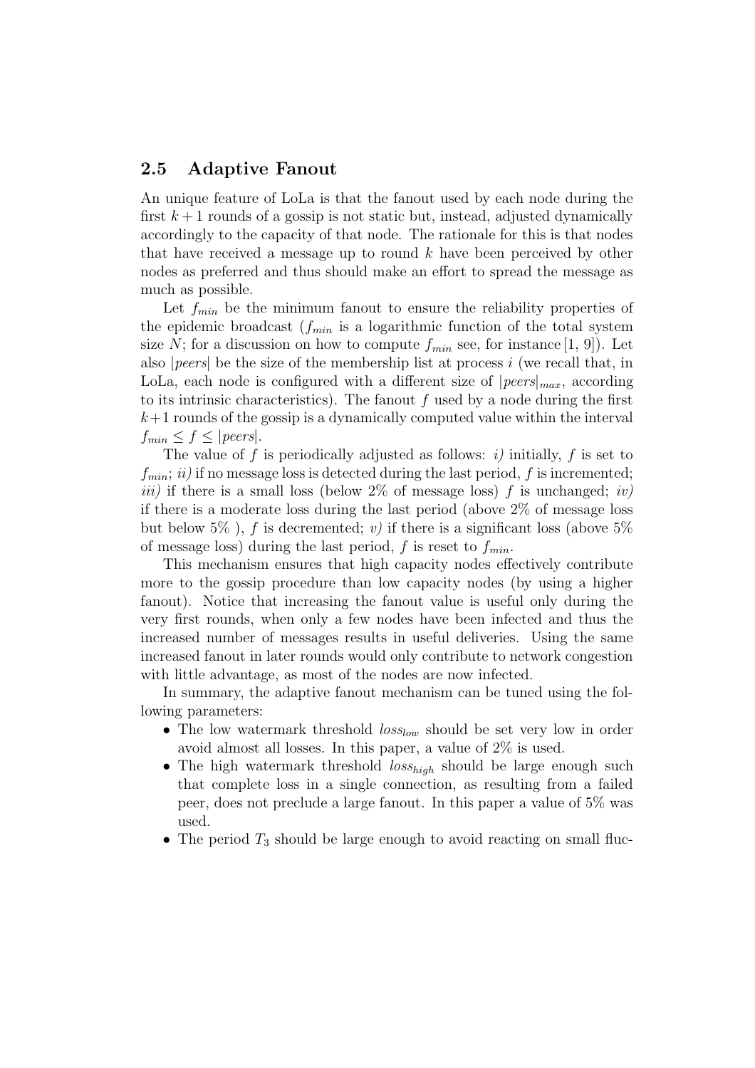## 2.5 Adaptive Fanout

An unique feature of LoLa is that the fanout used by each node during the first $k+1$ rounds of a gossip is not static but, instead, adjusted dynamically accordingly to the capacity of that node. The rationale for this is that nodes that have received a message up to round $k$ have been perceived by other nodes as preferred and thus should make an effort to spread the message as much as possible.

Let $f_{min}$ be the minimum fanout to ensure the reliability properties of the epidemic broadcast ($f_{min}$ is a logarithmic function of the total system size $N$; for a discussion on how to compute $f_{min}$ see, for instance [1, 9]). Let also $|peers|$ be the size of the membership list at process $i$ (we recall that, in LoLa, each node is configured with a different size of $|peers|_{max}$, according to its intrinsic characteristics). The fanout $f$ used by a node during the first $k+1$ rounds of the gossip is a dynamically computed value within the interval $f_{min} \leq f \leq |peers|$.

The value of $f$ is periodically adjusted as follows: *i)* initially, $f$ is set to $f_{min}$; *ii)* if no message loss is detected during the last period, $f$ is incremented; *iii)* if there is a small loss (below 2% of message loss) $f$ is unchanged; *iv)* if there is a moderate loss during the last period (above 2% of message loss but below 5% ), $f$ is decremented; *v)* if there is a significant loss (above 5% of message loss) during the last period, $f$ is reset to $f_{min}$.

This mechanism ensures that high capacity nodes effectively contribute more to the gossip procedure than low capacity nodes (by using a higher fanout). Notice that increasing the fanout value is useful only during the very first rounds, when only a few nodes have been infected and thus the increased number of messages results in useful deliveries. Using the same increased fanout in later rounds would only contribute to network congestion with little advantage, as most of the nodes are now infected.

In summary, the adaptive fanout mechanism can be tuned using the following parameters:

- The low watermark threshold $loss_{low}$ should be set very low in order avoid almost all losses. In this paper, a value of 2% is used.
- The high watermark threshold $loss_{high}$ should be large enough such that complete loss in a single connection, as resulting from a failed peer, does not preclude a large fanout. In this paper a value of 5% was used.
- The period $T_3$ should be large enough to avoid reacting on small fluc-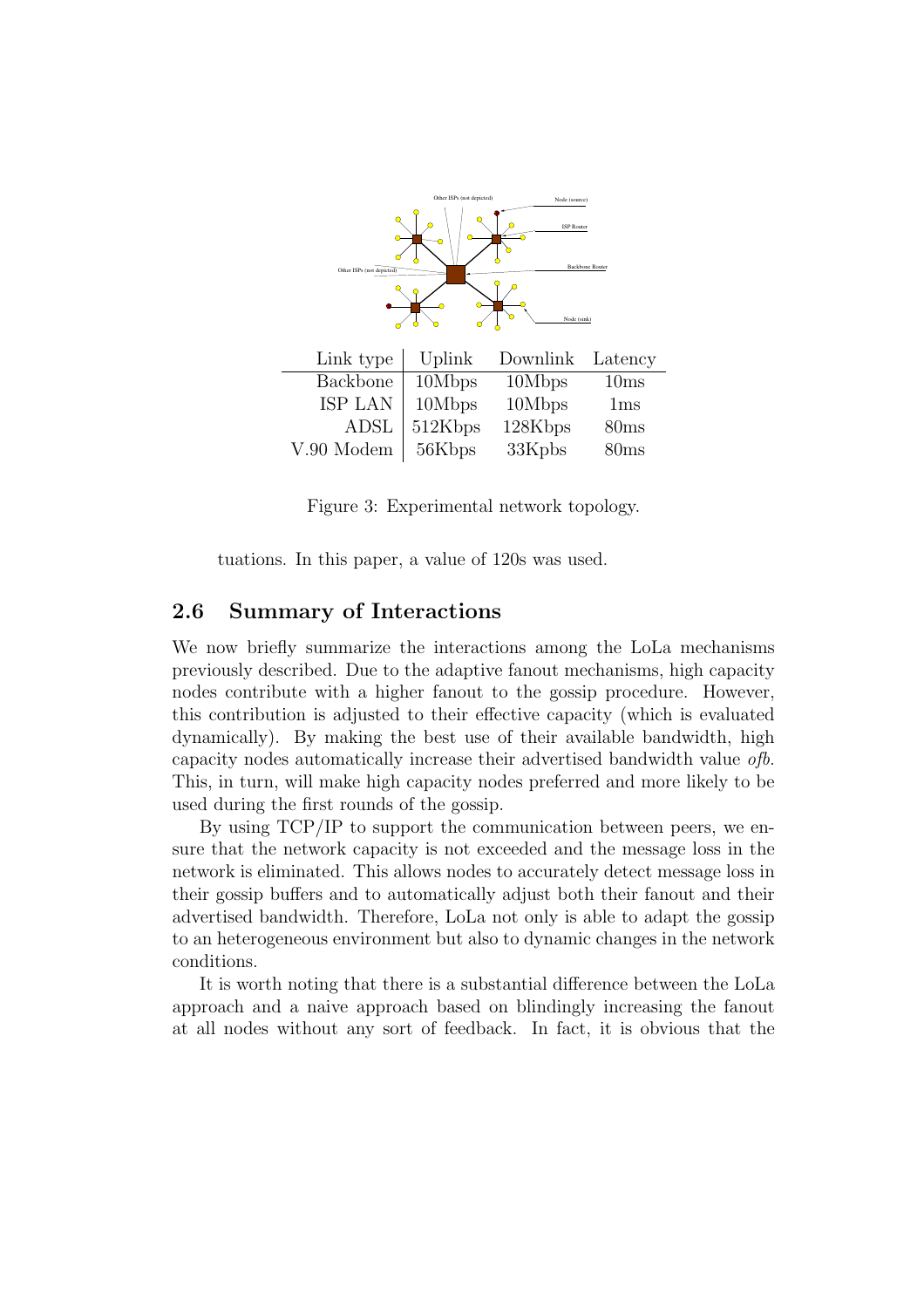| Link type | Uplink | Downlink | Latency |
|---|---|---|---|
| Backbone | 10Mbps | 10Mbps | 10ms |
| ISP LAN | 10Mbps | 10Mbps | 1ms |
| ADSL | 512Kbps | 128Kbps | 80ms |
| V.90 Modem | 56Kbps | 33Kpbs | 80ms |

Figure 3: Experimental network topology.

tuations. In this paper, a value of 120s was used.

## 2.6 Summary of Interactions

We now briefly summarize the interactions among the LoLa mechanisms previously described. Due to the adaptive fanout mechanisms, high capacity nodes contribute with a higher fanout to the gossip procedure. However, this contribution is adjusted to their effective capacity (which is evaluated dynamically). By making the best use of their available bandwidth, high capacity nodes automatically increase their advertised bandwidth value *ofb*. This, in turn, will make high capacity nodes preferred and more likely to be used during the first rounds of the gossip.

By using TCP/IP to support the communication between peers, we ensure that the network capacity is not exceeded and the message loss in the network is eliminated. This allows nodes to accurately detect message loss in their gossip buffers and to automatically adjust both their fanout and their advertised bandwidth. Therefore, LoLa not only is able to adapt the gossip to an heterogeneous environment but also to dynamic changes in the network conditions.

It is worth noting that there is a substantial difference between the LoLa approach and a naive approach based on blindingly increasing the fanout at all nodes without any sort of feedback. In fact, it is obvious that the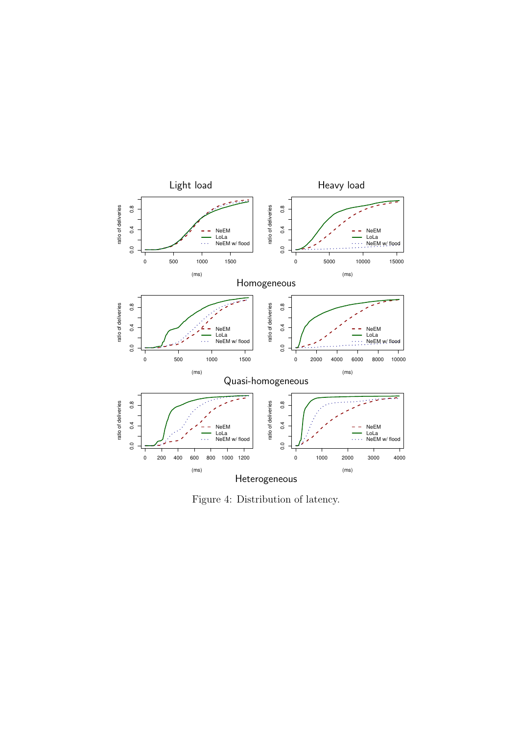Figure 4: Distribution of latency.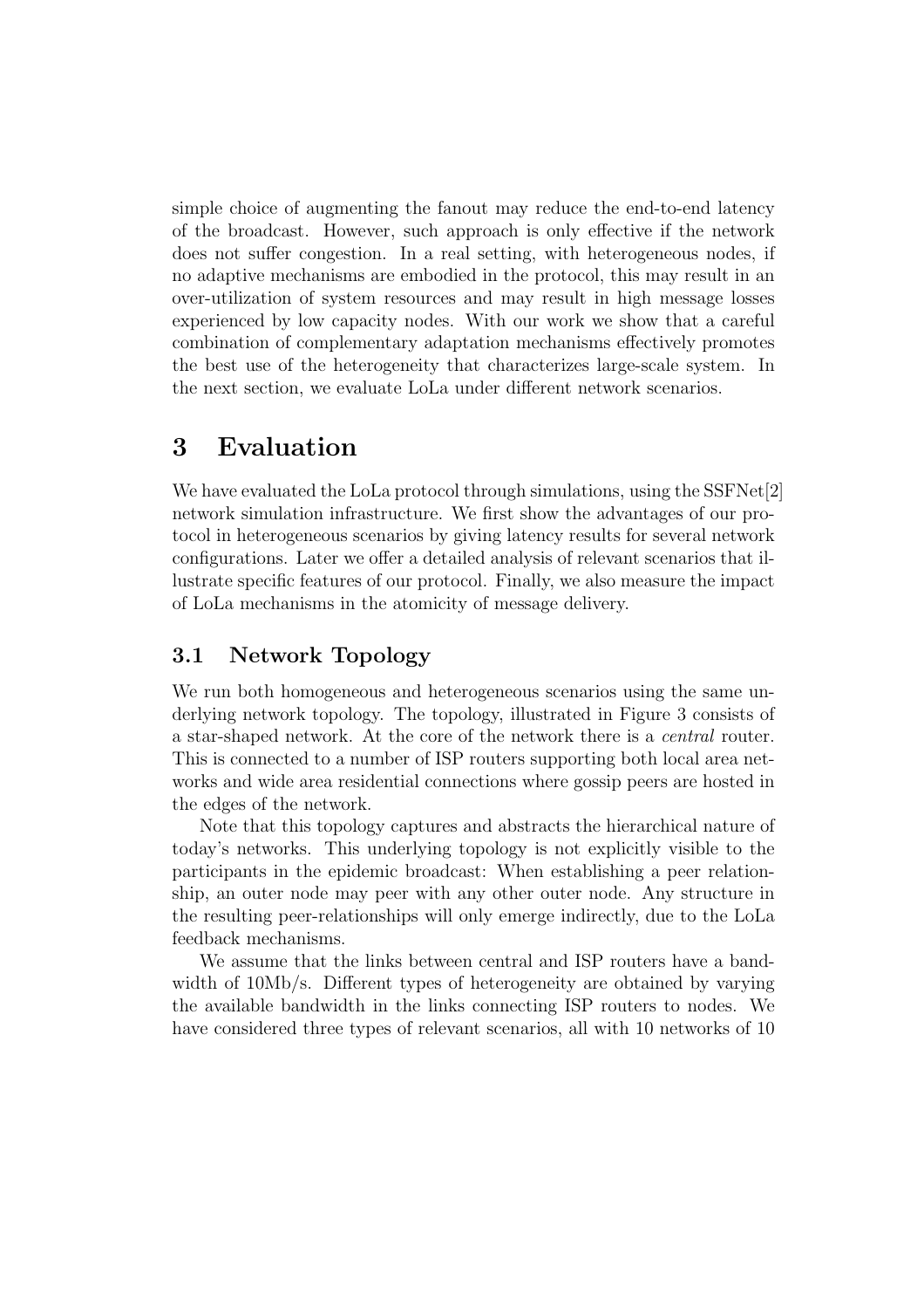simple choice of augmenting the fanout may reduce the end-to-end latency of the broadcast. However, such approach is only effective if the network does not suffer congestion. In a real setting, with heterogeneous nodes, if no adaptive mechanisms are embodied in the protocol, this may result in an over-utilization of system resources and may result in high message losses experienced by low capacity nodes. With our work we show that a careful combination of complementary adaptation mechanisms effectively promotes the best use of the heterogeneity that characterizes large-scale system. In the next section, we evaluate LoLa under different network scenarios.

# 3 Evaluation

We have evaluated the LoLa protocol through simulations, using the SSFNet[2] network simulation infrastructure. We first show the advantages of our protocol in heterogeneous scenarios by giving latency results for several network configurations. Later we offer a detailed analysis of relevant scenarios that illustrate specific features of our protocol. Finally, we also measure the impact of LoLa mechanisms in the atomicity of message delivery.

## 3.1 Network Topology

We run both homogeneous and heterogeneous scenarios using the same underlying network topology. The topology, illustrated in Figure 3 consists of a star-shaped network. At the core of the network there is a *central* router. This is connected to a number of ISP routers supporting both local area networks and wide area residential connections where gossip peers are hosted in the edges of the network.

Note that this topology captures and abstracts the hierarchical nature of today's networks. This underlying topology is not explicitly visible to the participants in the epidemic broadcast: When establishing a peer relationship, an outer node may peer with any other outer node. Any structure in the resulting peer-relationships will only emerge indirectly, due to the LoLa feedback mechanisms.

We assume that the links between central and ISP routers have a bandwidth of 10Mb/s. Different types of heterogeneity are obtained by varying the available bandwidth in the links connecting ISP routers to nodes. We have considered three types of relevant scenarios, all with 10 networks of 10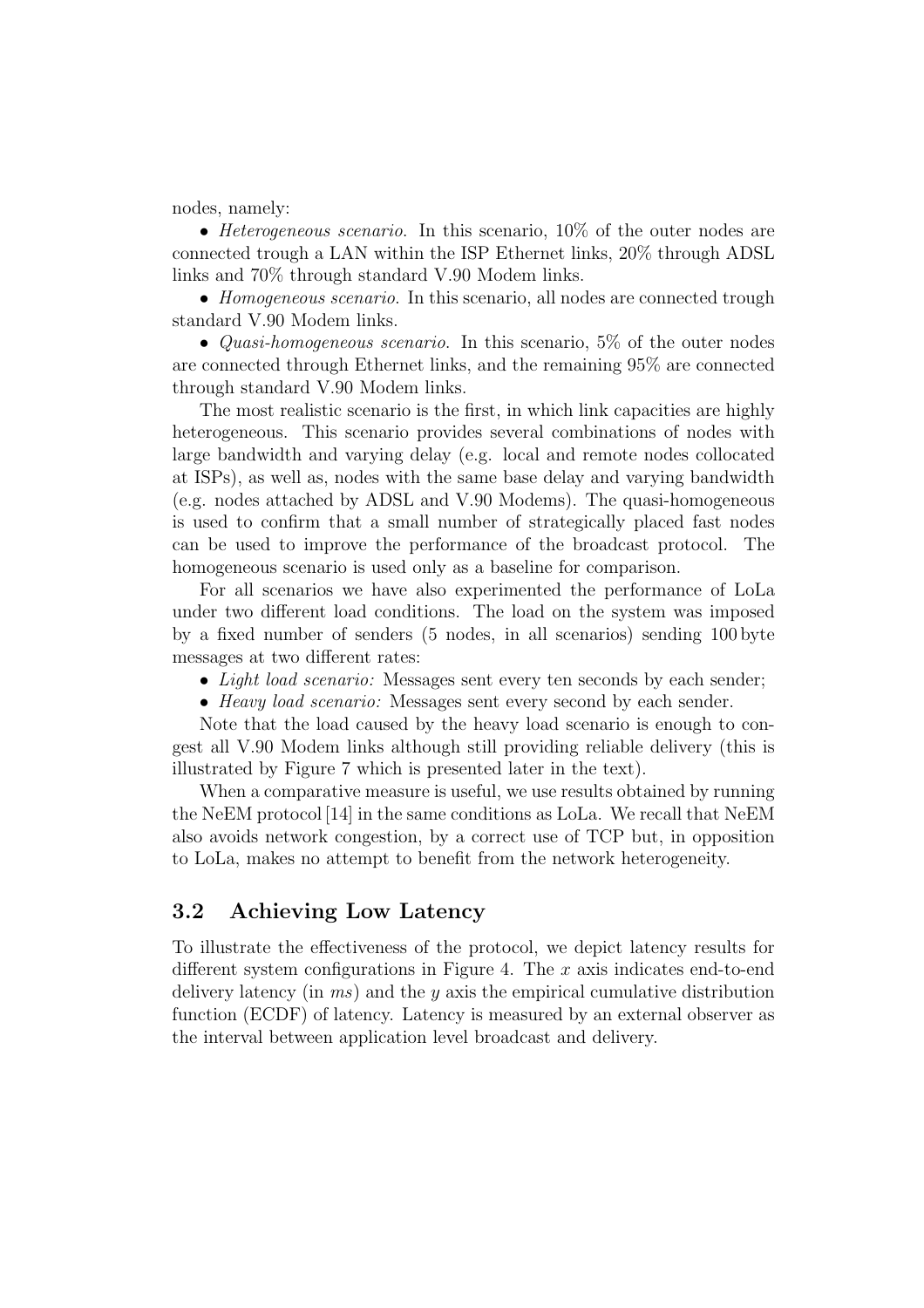nodes, namely:

- *Heterogeneous scenario.* In this scenario, 10% of the outer nodes are connected trough a LAN within the ISP Ethernet links, 20% through ADSL links and 70% through standard V.90 Modem links.
- *Homogeneous scenario.* In this scenario, all nodes are connected trough standard V.90 Modem links.
- *Quasi-homogeneous scenario.* In this scenario, 5% of the outer nodes are connected through Ethernet links, and the remaining 95% are connected through standard V.90 Modem links.

The most realistic scenario is the first, in which link capacities are highly heterogeneous. This scenario provides several combinations of nodes with large bandwidth and varying delay (e.g. local and remote nodes collocated at ISPs), as well as, nodes with the same base delay and varying bandwidth (e.g. nodes attached by ADSL and V.90 Modems). The quasi-homogeneous is used to confirm that a small number of strategically placed fast nodes can be used to improve the performance of the broadcast protocol. The homogeneous scenario is used only as a baseline for comparison.

For all scenarios we have also experimented the performance of LoLa under two different load conditions. The load on the system was imposed by a fixed number of senders (5 nodes, in all scenarios) sending 100 byte messages at two different rates:

- *Light load scenario:* Messages sent every ten seconds by each sender;
- *Heavy load scenario:* Messages sent every second by each sender.

Note that the load caused by the heavy load scenario is enough to congest all V.90 Modem links although still providing reliable delivery (this is illustrated by Figure 7 which is presented later in the text).

When a comparative measure is useful, we use results obtained by running the NeEM protocol [14] in the same conditions as LoLa. We recall that NeEM also avoids network congestion, by a correct use of TCP but, in opposition to LoLa, makes no attempt to benefit from the network heterogeneity.

### 3.2 Achieving Low Latency

To illustrate the effectiveness of the protocol, we depict latency results for different system configurations in Figure 4. The $x$ axis indicates end-to-end delivery latency (in *ms*) and the $y$ axis the empirical cumulative distribution function (ECDF) of latency. Latency is measured by an external observer as the interval between application level broadcast and delivery.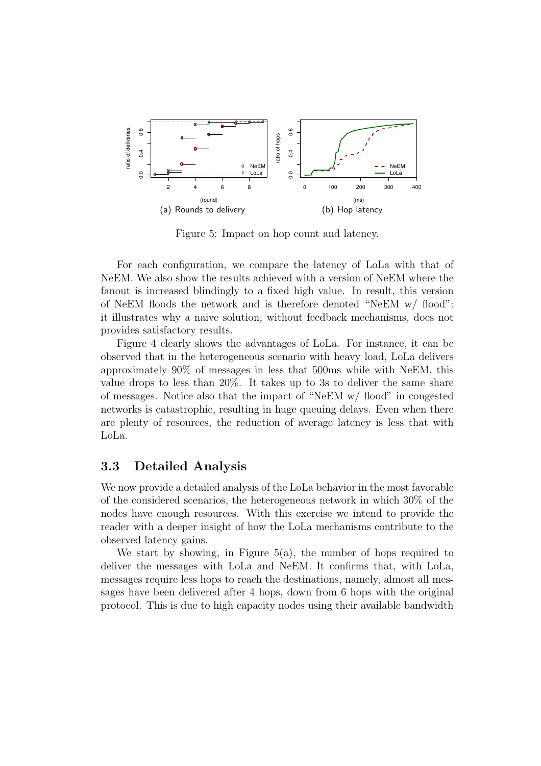Figure 5: Impact on hop count and latency.

(a) Rounds to delivery

(b) Hop latency

For each configuration, we compare the latency of LoLa with that of NeEM. We also show the results achieved with a version of NeEM where the fanout is increased blindingly to a fixed high value. In result, this version of NeEM floods the network and is therefore denoted “NeEM w/ flood”: it illustrates why a naive solution, without feedback mechanisms, does not provides satisfactory results.

Figure 4 clearly shows the advantages of LoLa. For instance, it can be observed that in the heterogeneous scenario with heavy load, LoLa delivers approximately 90% of messages in less that 500ms while with NeEM, this value drops to less than 20%. It takes up to 3s to deliver the same share of messages. Notice also that the impact of “NeEM w/ flood” in congested networks is catastrophic, resulting in huge queuing delays. Even when there are plenty of resources, the reduction of average latency is less that with LoLa.

### 3.3 Detailed Analysis

We now provide a detailed analysis of the LoLa behavior in the most favorable of the considered scenarios, the heterogeneous network in which 30% of the nodes have enough resources. With this exercise we intend to provide the reader with a deeper insight of how the LoLa mechanisms contribute to the observed latency gains.

We start by showing, in Figure 5(a), the number of hops required to deliver the messages with LoLa and NeEM. It confirms that, with LoLa, messages require less hops to reach the destinations, namely, almost all messages have been delivered after 4 hops, down from 6 hops with the original protocol. This is due to high capacity nodes using their available bandwidth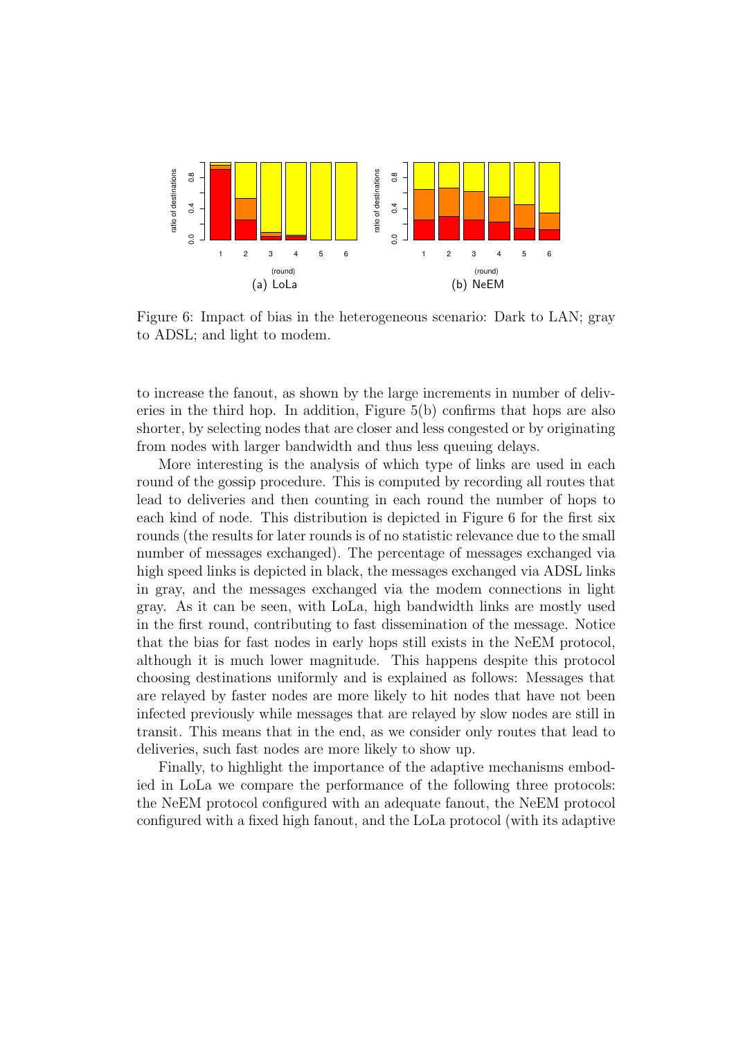Figure 6: Impact of bias in the heterogeneous scenario: Dark to LAN; gray to ADSL; and light to modem.

to increase the fanout, as shown by the large increments in number of deliveries in the third hop. In addition, Figure 5(b) confirms that hops are also shorter, by selecting nodes that are closer and less congested or by originating from nodes with larger bandwidth and thus less queuing delays.

More interesting is the analysis of which type of links are used in each round of the gossip procedure. This is computed by recording all routes that lead to deliveries and then counting in each round the number of hops to each kind of node. This distribution is depicted in Figure 6 for the first six rounds (the results for later rounds is of no statistic relevance due to the small number of messages exchanged). The percentage of messages exchanged via high speed links is depicted in black, the messages exchanged via ADSL links in gray, and the messages exchanged via the modem connections in light gray. As it can be seen, with LoLa, high bandwidth links are mostly used in the first round, contributing to fast dissemination of the message. Notice that the bias for fast nodes in early hops still exists in the NeEM protocol, although it is much lower magnitude. This happens despite this protocol choosing destinations uniformly and is explained as follows: Messages that are relayed by faster nodes are more likely to hit nodes that have not been infected previously while messages that are relayed by slow nodes are still in transit. This means that in the end, as we consider only routes that lead to deliveries, such fast nodes are more likely to show up.

Finally, to highlight the importance of the adaptive mechanisms embodied in LoLa we compare the performance of the following three protocols: the NeEM protocol configured with an adequate fanout, the NeEM protocol configured with a fixed high fanout, and the LoLa protocol (with its adaptive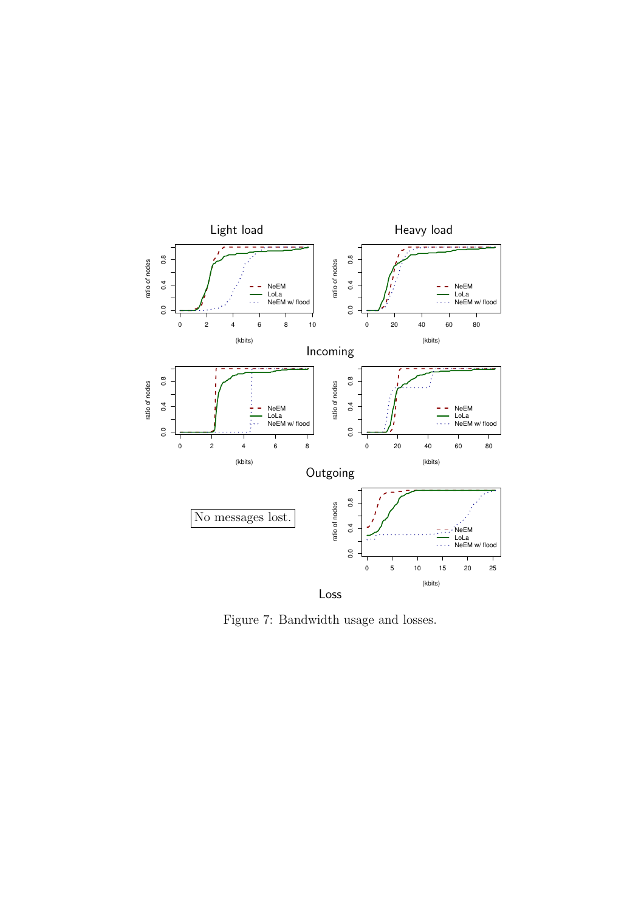Light load

Heavy load

Incoming

Outgoing

No messages lost.

Loss

Figure 7: Bandwidth usage and losses.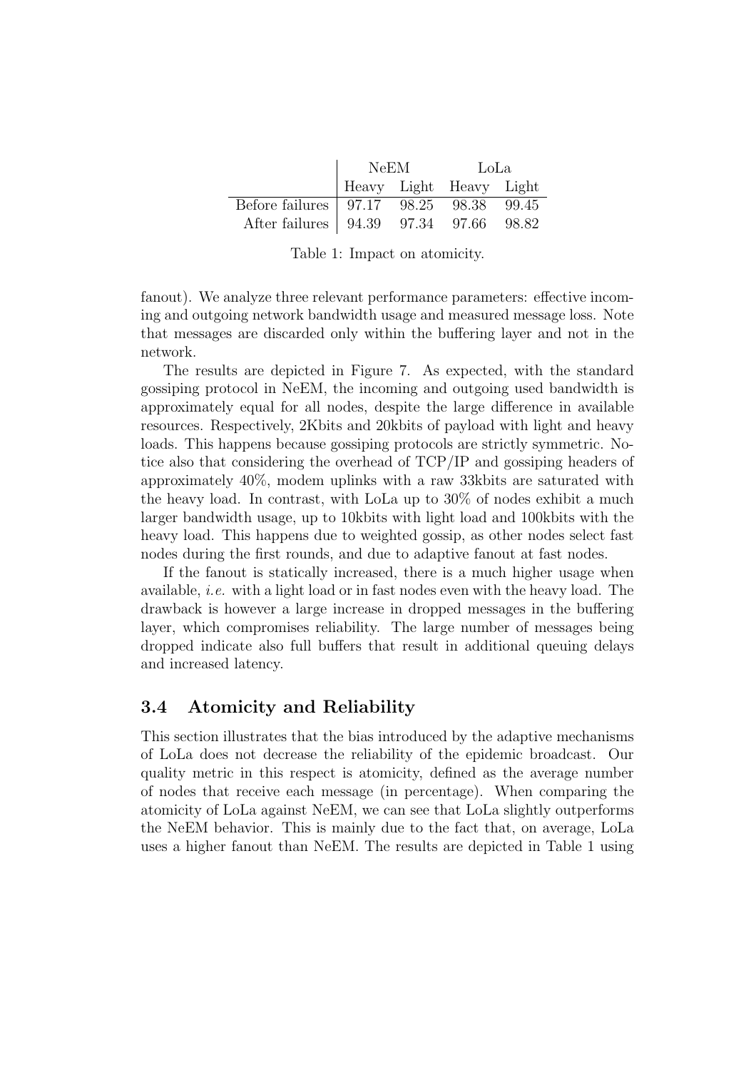| | NeEM | | LoLa | |
|---|---|---|---|---|
| | Heavy | Light | Heavy | Light |
| Before failures | 97.17 | 98.25 | 98.38 | 99.45 |
| After failures | 94.39 | 97.34 | 97.66 | 98.82 |

Table 1: Impact on atomicity.

fanout). We analyze three relevant performance parameters: effective incoming and outgoing network bandwidth usage and measured message loss. Note that messages are discarded only within the buffering layer and not in the network.

The results are depicted in Figure 7. As expected, with the standard gossiping protocol in NeEM, the incoming and outgoing used bandwidth is approximately equal for all nodes, despite the large difference in available resources. Respectively, 2Kbits and 20kbits of payload with light and heavy loads. This happens because gossiping protocols are strictly symmetric. Notice also that considering the overhead of TCP/IP and gossiping headers of approximately 40%, modem uplinks with a raw 33kbits are saturated with the heavy load. In contrast, with LoLa up to 30% of nodes exhibit a much larger bandwidth usage, up to 10kbits with light load and 100kbits with the heavy load. This happens due to weighted gossip, as other nodes select fast nodes during the first rounds, and due to adaptive fanout at fast nodes.

If the fanout is statically increased, there is a much higher usage when available, *i.e.* with a light load or in fast nodes even with the heavy load. The drawback is however a large increase in dropped messages in the buffering layer, which compromises reliability. The large number of messages being dropped indicate also full buffers that result in additional queuing delays and increased latency.

### 3.4 Atomicity and Reliability

This section illustrates that the bias introduced by the adaptive mechanisms of LoLa does not decrease the reliability of the epidemic broadcast. Our quality metric in this respect is atomicity, defined as the average number of nodes that receive each message (in percentage). When comparing the atomicity of LoLa against NeEM, we can see that LoLa slightly outperforms the NeEM behavior. This is mainly due to the fact that, on average, LoLa uses a higher fanout than NeEM. The results are depicted in Table 1 using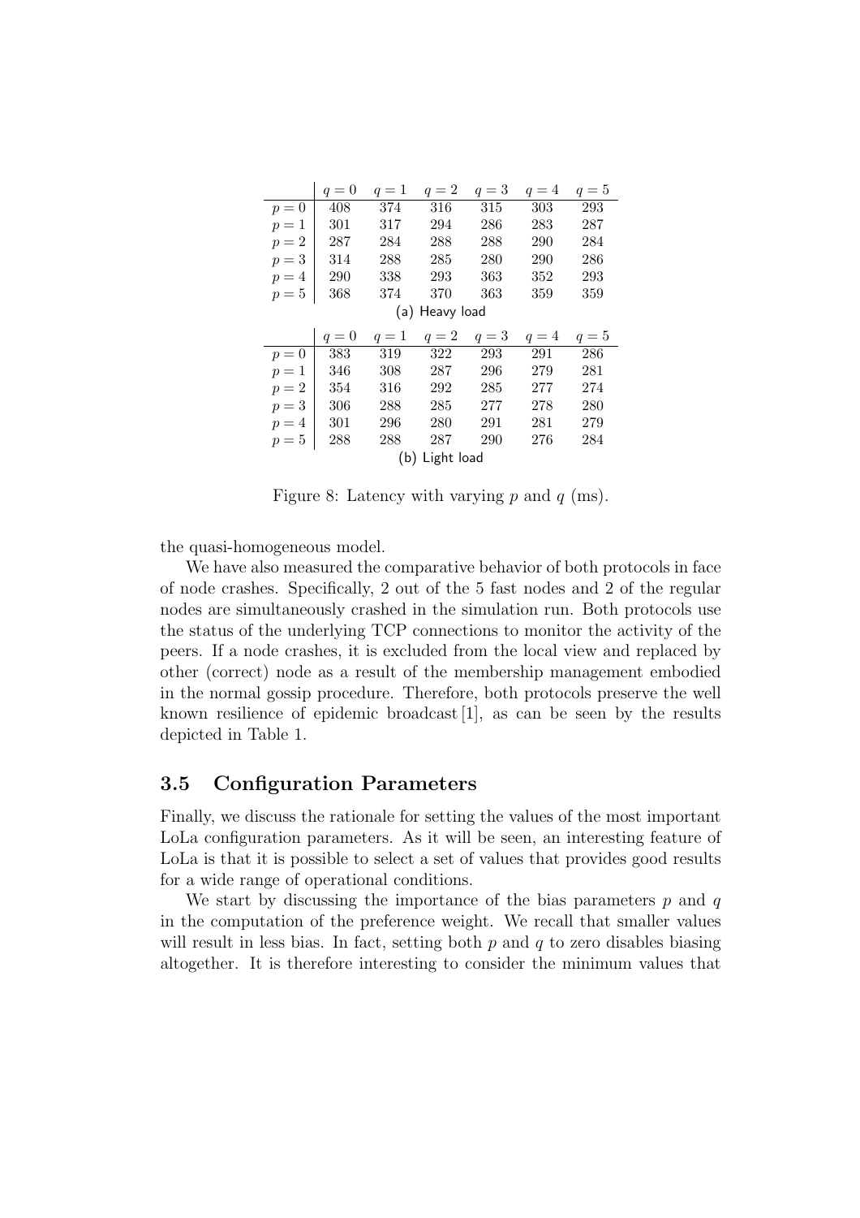|  | $q=0$ | $q=1$ | $q=2$ | $q=3$ | $q=4$ | $q=5$ |
|---|---|---|---|---|---|---|
| $p=0$ | 408 | 374 | 316 | 315 | 303 | 293 |
| $p=1$ | 301 | 317 | 294 | 286 | 283 | 287 |
| $p=2$ | 287 | 284 | 288 | 288 | 290 | 284 |
| $p=3$ | 314 | 288 | 285 | 280 | 290 | 286 |
| $p=4$ | 290 | 338 | 293 | 363 | 352 | 293 |
| $p=5$ | 368 | 374 | 370 | 363 | 359 | 359 |

(a) Heavy load

|  | $q=0$ | $q=1$ | $q=2$ | $q=3$ | $q=4$ | $q=5$ |
|---|---|---|---|---|---|---|
| $p=0$ | 383 | 319 | 322 | 293 | 291 | 286 |
| $p=1$ | 346 | 308 | 287 | 296 | 279 | 281 |
| $p=2$ | 354 | 316 | 292 | 285 | 277 | 274 |
| $p=3$ | 306 | 288 | 285 | 277 | 278 | 280 |
| $p=4$ | 301 | 296 | 280 | 291 | 281 | 279 |
| $p=5$ | 288 | 288 | 287 | 290 | 276 | 284 |

(b) Light load

Figure 8: Latency with varying $p$ and $q$ (ms).

the quasi-homogeneous model.

We have also measured the comparative behavior of both protocols in face of node crashes. Specifically, 2 out of the 5 fast nodes and 2 of the regular nodes are simultaneously crashed in the simulation run. Both protocols use the status of the underlying TCP connections to monitor the activity of the peers. If a node crashes, it is excluded from the local view and replaced by other (correct) node as a result of the membership management embodied in the normal gossip procedure. Therefore, both protocols preserve the well known resilience of epidemic broadcast [1], as can be seen by the results depicted in Table 1.

### 3.5 Configuration Parameters

Finally, we discuss the rationale for setting the values of the most important LoLa configuration parameters. As it will be seen, an interesting feature of LoLa is that it is possible to select a set of values that provides good results for a wide range of operational conditions.

We start by discussing the importance of the bias parameters $p$ and $q$ in the computation of the preference weight. We recall that smaller values will result in less bias. In fact, setting both $p$ and $q$ to zero disables biasing altogether. It is therefore interesting to consider the minimum values that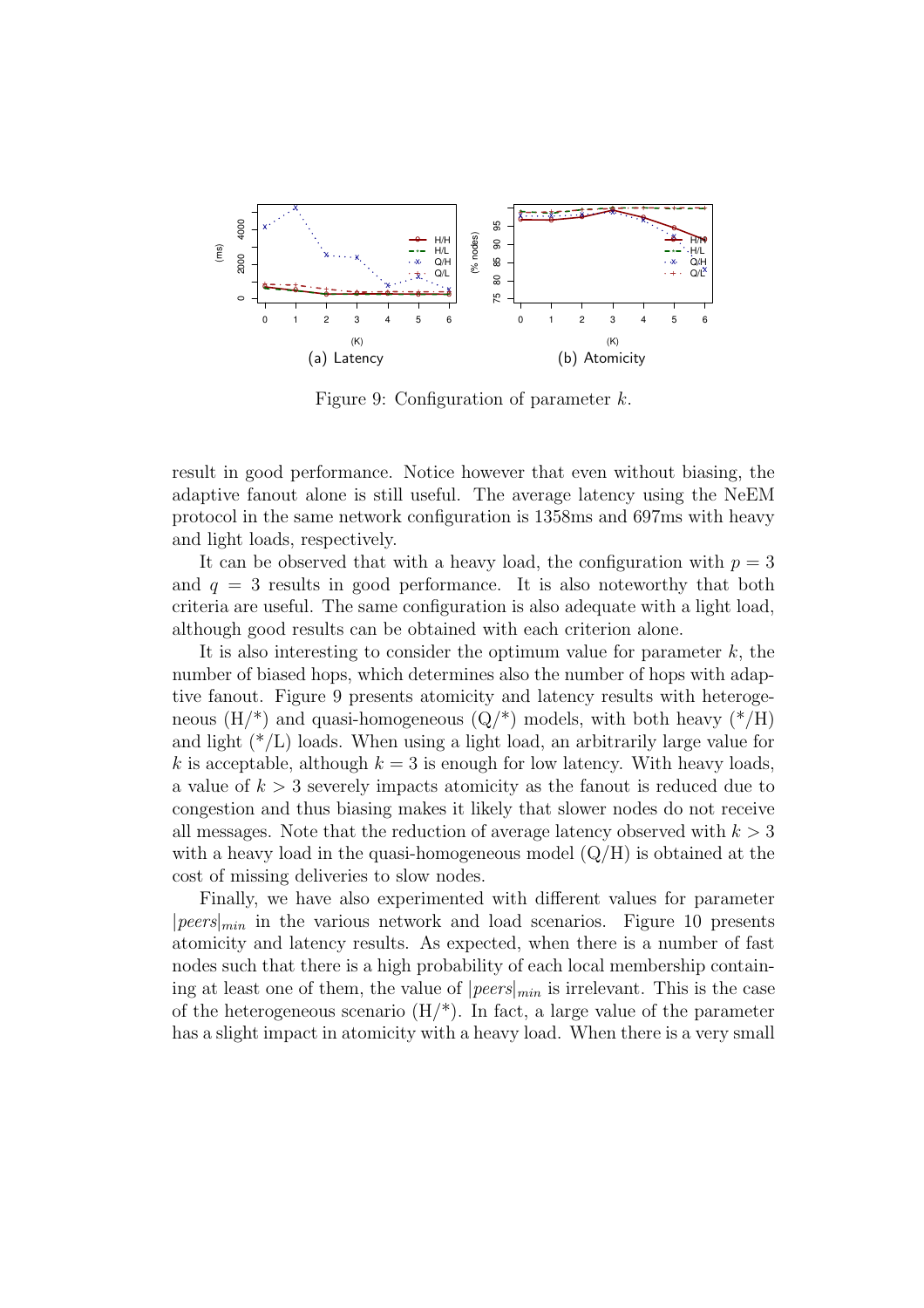(a) Latency

(b) Atomicity

Figure 9: Configuration of parameter $k$.

result in good performance. Notice however that even without biasing, the adaptive fanout alone is still useful. The average latency using the NeEM protocol in the same network configuration is 1358ms and 697ms with heavy and light loads, respectively.

It can be observed that with a heavy load, the configuration with $p = 3$ and $q = 3$ results in good performance. It is also noteworthy that both criteria are useful. The same configuration is also adequate with a light load, although good results can be obtained with each criterion alone.

It is also interesting to consider the optimum value for parameter $k$, the number of biased hops, which determines also the number of hops with adaptive fanout. Figure 9 presents atomicity and latency results with heterogeneous (H/*) and quasi-homogeneous (Q/*) models, with both heavy (*/H) and light (*/L) loads. When using a light load, an arbitrarily large value for $k$ is acceptable, although $k = 3$ is enough for low latency. With heavy loads, a value of $k > 3$ severely impacts atomicity as the fanout is reduced due to congestion and thus biasing makes it likely that slower nodes do not receive all messages. Note that the reduction of average latency observed with $k > 3$ with a heavy load in the quasi-homogeneous model (Q/H) is obtained at the cost of missing deliveries to slow nodes.

Finally, we have also experimented with different values for parameter $|peers|_{min}$ in the various network and load scenarios. Figure 10 presents atomicity and latency results. As expected, when there is a number of fast nodes such that there is a high probability of each local membership containing at least one of them, the value of $|peers|_{min}$ is irrelevant. This is the case of the heterogeneous scenario (H/*). In fact, a large value of the parameter has a slight impact in atomicity with a heavy load. When there is a very small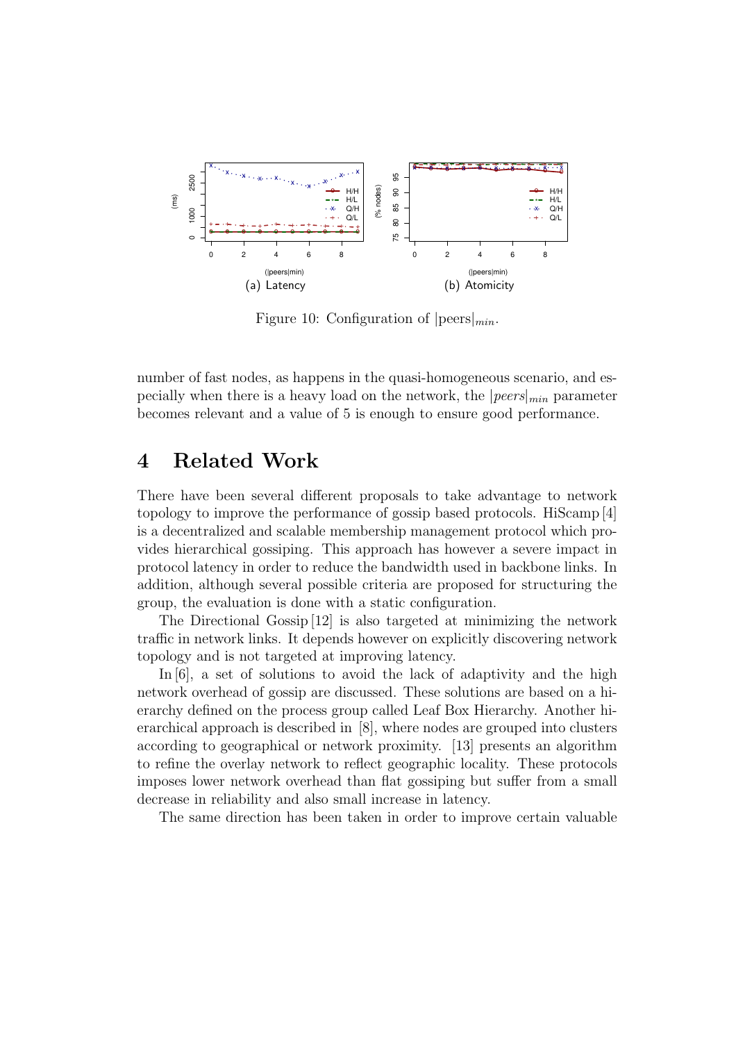(a) Latency (b) Atomicity

Figure 10: Configuration of $|\text{peers}|_{min}$.

number of fast nodes, as happens in the quasi-homogeneous scenario, and especially when there is a heavy load on the network, the $|peers|_{min}$ parameter becomes relevant and a value of 5 is enough to ensure good performance.

# 4 Related Work

There have been several different proposals to take advantage to network topology to improve the performance of gossip based protocols. HiScamp [4] is a decentralized and scalable membership management protocol which provides hierarchical gossiping. This approach has however a severe impact in protocol latency in order to reduce the bandwidth used in backbone links. In addition, although several possible criteria are proposed for structuring the group, the evaluation is done with a static configuration.

The Directional Gossip [12] is also targeted at minimizing the network traffic in network links. It depends however on explicitly discovering network topology and is not targeted at improving latency.

In [6], a set of solutions to avoid the lack of adaptivity and the high network overhead of gossip are discussed. These solutions are based on a hierarchy defined on the process group called Leaf Box Hierarchy. Another hierarchical approach is described in [8], where nodes are grouped into clusters according to geographical or network proximity. [13] presents an algorithm to refine the overlay network to reflect geographic locality. These protocols imposes lower network overhead than flat gossiping but suffer from a small decrease in reliability and also small increase in latency.

The same direction has been taken in order to improve certain valuable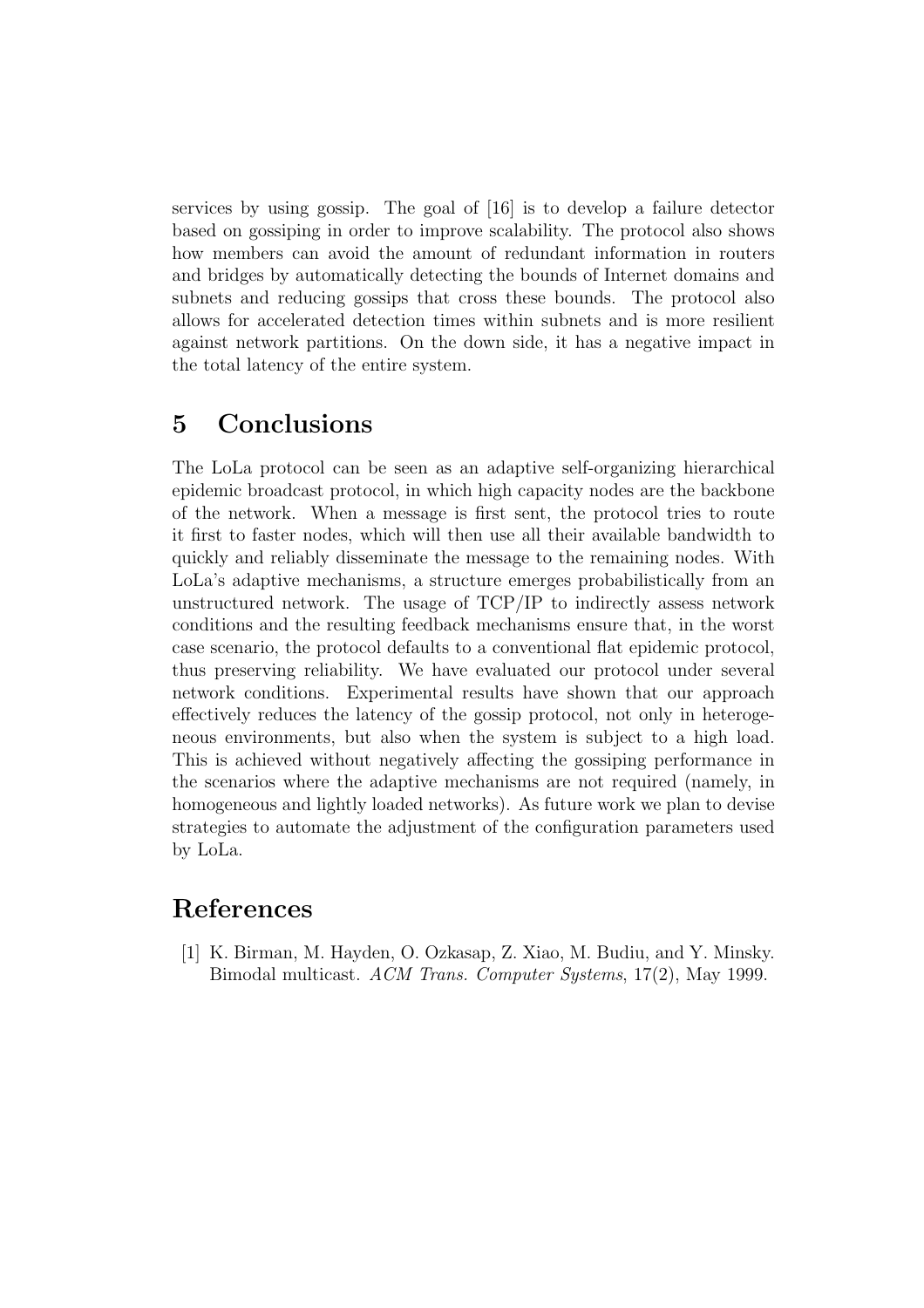services by using gossip. The goal of [16] is to develop a failure detector based on gossiping in order to improve scalability. The protocol also shows how members can avoid the amount of redundant information in routers and bridges by automatically detecting the bounds of Internet domains and subnets and reducing gossips that cross these bounds. The protocol also allows for accelerated detection times within subnets and is more resilient against network partitions. On the down side, it has a negative impact in the total latency of the entire system.

## 5 Conclusions

The LoLa protocol can be seen as an adaptive self-organizing hierarchical epidemic broadcast protocol, in which high capacity nodes are the backbone of the network. When a message is first sent, the protocol tries to route it first to faster nodes, which will then use all their available bandwidth to quickly and reliably disseminate the message to the remaining nodes. With LoLa's adaptive mechanisms, a structure emerges probabilistically from an unstructured network. The usage of TCP/IP to indirectly assess network conditions and the resulting feedback mechanisms ensure that, in the worst case scenario, the protocol defaults to a conventional flat epidemic protocol, thus preserving reliability. We have evaluated our protocol under several network conditions. Experimental results have shown that our approach effectively reduces the latency of the gossip protocol, not only in heterogeneous environments, but also when the system is subject to a high load. This is achieved without negatively affecting the gossiping performance in the scenarios where the adaptive mechanisms are not required (namely, in homogeneous and lightly loaded networks). As future work we plan to devise strategies to automate the adjustment of the configuration parameters used by LoLa.

## References

[1] K. Birman, M. Hayden, O. Ozkasap, Z. Xiao, M. Budiu, and Y. Minsky. Bimodal multicast. *ACM Trans. Computer Systems*, 17(2), May 1999.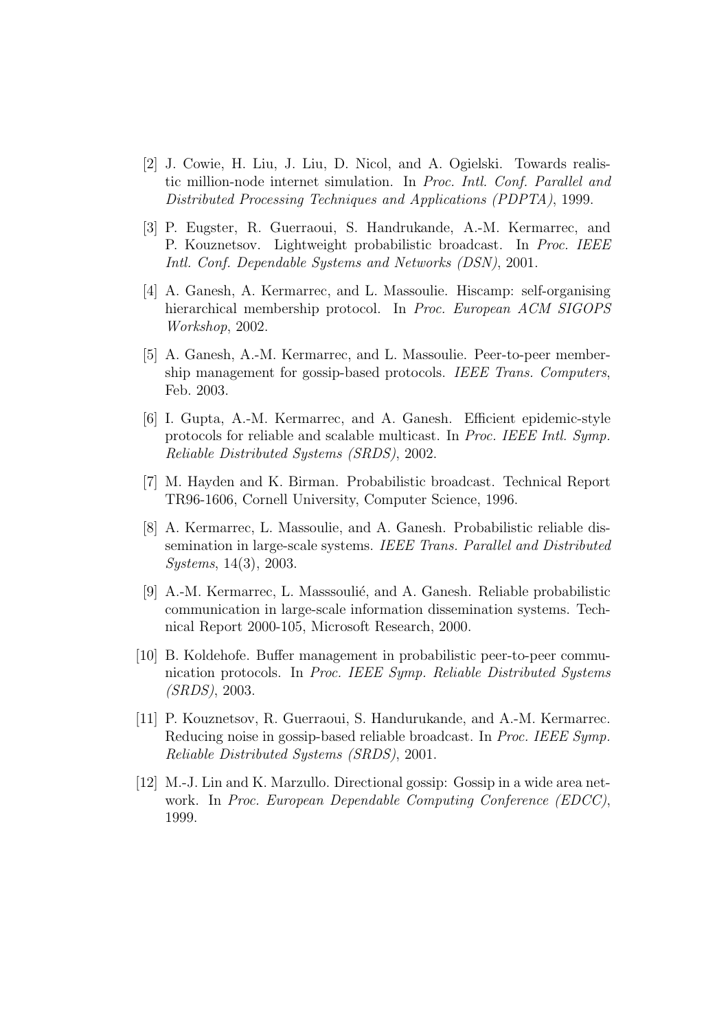[2] J. Cowie, H. Liu, J. Liu, D. Nicol, and A. Ogielski. Towards realistic million-node internet simulation. In *Proc. Intl. Conf. Parallel and Distributed Processing Techniques and Applications (PDPTA)*, 1999.

[3] P. Eugster, R. Guerraoui, S. Handrukande, A.-M. Kermarrec, and P. Kouznetsov. Lightweight probabilistic broadcast. In *Proc. IEEE Intl. Conf. Dependable Systems and Networks (DSN)*, 2001.

[4] A. Ganesh, A. Kermarrec, and L. Massoulie. Hiscamp: self-organising hierarchical membership protocol. In *Proc. European ACM SIGOPS Workshop*, 2002.

[5] A. Ganesh, A.-M. Kermarrec, and L. Massoulie. Peer-to-peer membership management for gossip-based protocols. *IEEE Trans. Computers*, Feb. 2003.

[6] I. Gupta, A.-M. Kermarrec, and A. Ganesh. Efficient epidemic-style protocols for reliable and scalable multicast. In *Proc. IEEE Intl. Symp. Reliable Distributed Systems (SRDS)*, 2002.

[7] M. Hayden and K. Birman. Probabilistic broadcast. Technical Report TR96-1606, Cornell University, Computer Science, 1996.

[8] A. Kermarrec, L. Massoulie, and A. Ganesh. Probabilistic reliable dissemination in large-scale systems. *IEEE Trans. Parallel and Distributed Systems*, 14(3), 2003.

[9] A.-M. Kermarrec, L. Masssoulié, and A. Ganesh. Reliable probabilistic communication in large-scale information dissemination systems. Technical Report 2000-105, Microsoft Research, 2000.

[10] B. Koldehofe. Buffer management in probabilistic peer-to-peer communication protocols. In *Proc. IEEE Symp. Reliable Distributed Systems (SRDS)*, 2003.

[11] P. Kouznetsov, R. Guerraoui, S. Handurukande, and A.-M. Kermarrec. Reducing noise in gossip-based reliable broadcast. In *Proc. IEEE Symp. Reliable Distributed Systems (SRDS)*, 2001.

[12] M.-J. Lin and K. Marzullo. Directional gossip: Gossip in a wide area network. In *Proc. European Dependable Computing Conference (EDCC)*, 1999.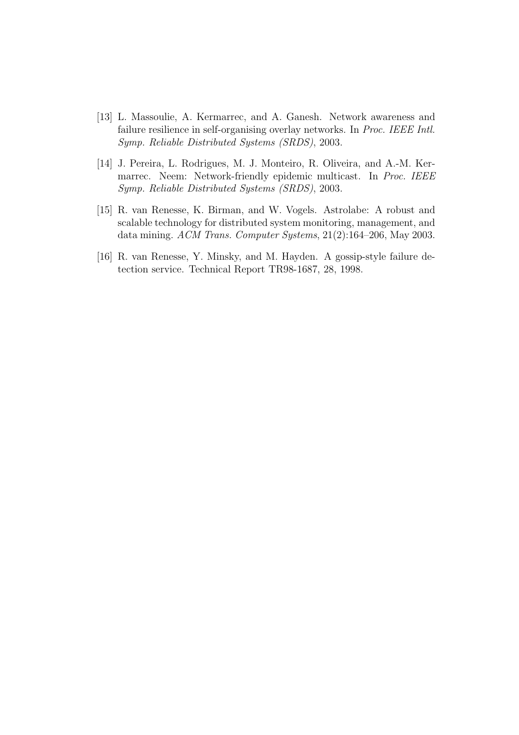[13] L. Massoulie, A. Kermarrec, and A. Ganesh. Network awareness and failure resilience in self-organising overlay networks. In *Proc. IEEE Intl. Symp. Reliable Distributed Systems (SRDS)*, 2003.

[14] J. Pereira, L. Rodrigues, M. J. Monteiro, R. Oliveira, and A.-M. Kermarrec. Neem: Network-friendly epidemic multicast. In *Proc. IEEE Symp. Reliable Distributed Systems (SRDS)*, 2003.

[15] R. van Renesse, K. Birman, and W. Vogels. Astrolabe: A robust and scalable technology for distributed system monitoring, management, and data mining. *ACM Trans. Computer Systems*, 21(2):164–206, May 2003.

[16] R. van Renesse, Y. Minsky, and M. Hayden. A gossip-style failure detection service. Technical Report TR98-1687, 28, 1998.